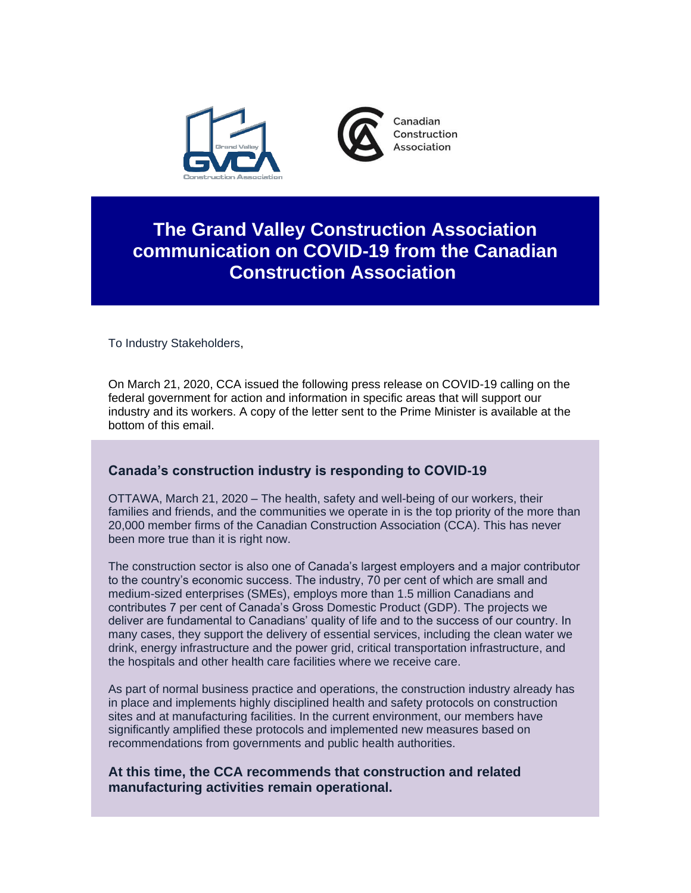# The Grand Valley Construction Association communication on COVID-19 from the Canadian Construction Association

To Industry Stakeholders,

On March 21, 2020, CCA issued the following press release on COVID-19 calling on the federal government for action and information in specific areas that will support our industry and its workers. A copy of the letter sent to the Prime Minister is available at the bottom of this email.

## Canada's construction industry is responding to COVID-19

OTTAWA, March 21, 2020 – The health, safety and well-being of our workers, their families and friends, and the communities we operate in is the top priority of the more than 20,000 member firms of the Canadian Construction Association (CCA). This has never been more true than it is right now.

The construction sector is also one of Canada's largest employers and a major contributor to the country's economic success. The industry, 70 per cent of which are small and medium-sized enterprises (SMEs), employs more than 1.5 million Canadians and contributes 7 per cent of Canada's Gross Domestic Product (GDP). The projects we deliver are fundamental to Canadians' quality of life and to the success of our country. In many cases, they support the delivery of essential services, including the clean water we drink, energy infrastructure and the power grid, critical transportation infrastructure, and the hospitals and other health care facilities where we receive care.

As part of normal business practice and operations, the construction industry already has in place and implements highly disciplined health and safety protocols on construction sites and at manufacturing facilities. In the current environment, our members have significantly amplified these protocols and implemented new measures based on recommendations from governments and public health authorities.

**At this time, the CCA recommends that construction and related manufacturing activities remain operational.**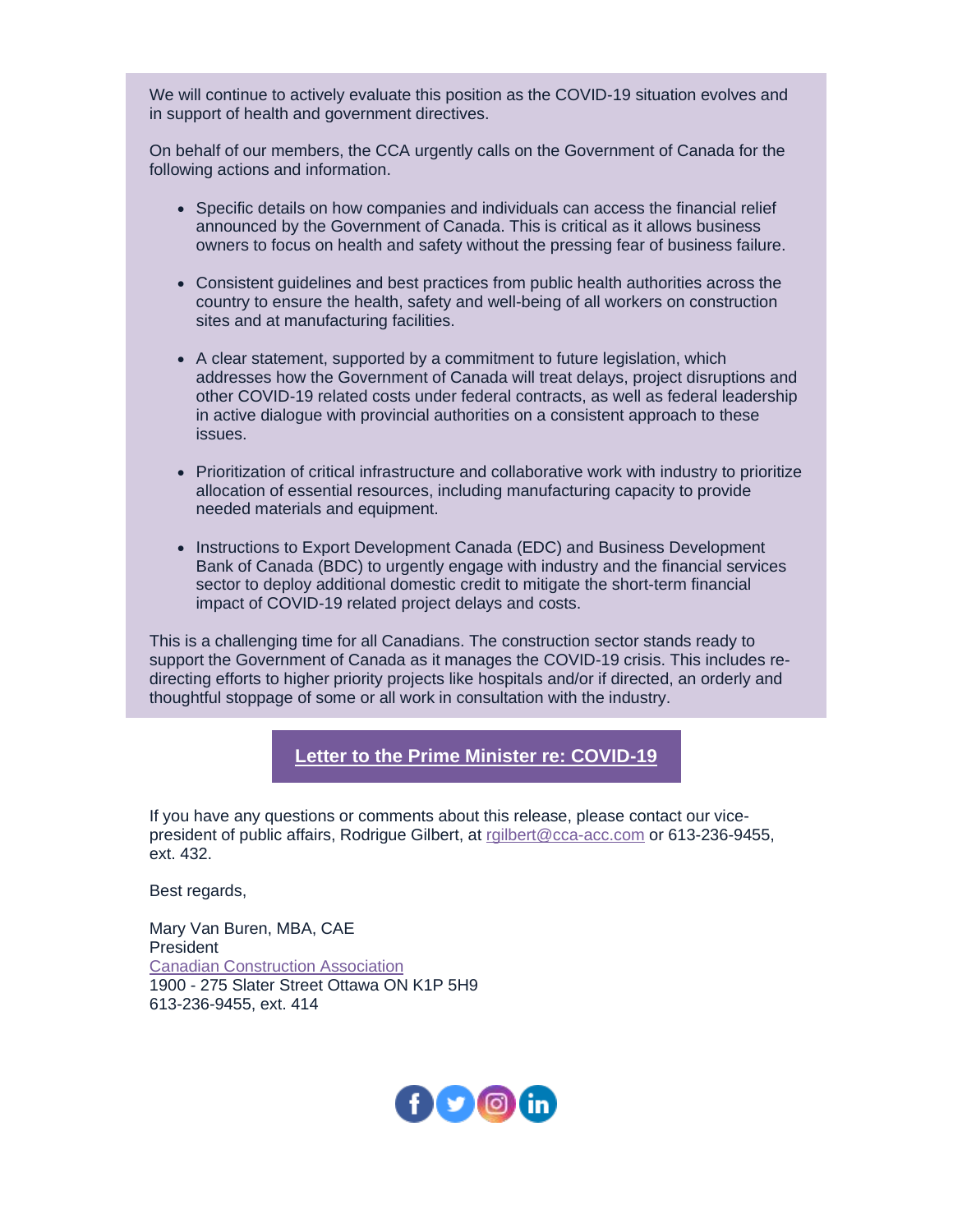We will continue to actively evaluate this position as the COVID-19 situation evolves and in support of health and government directives.

On behalf of our members, the CCA urgently calls on the Government of Canada for the following actions and information.

- Specific details on how companies and individuals can access the financial relief announced by the Government of Canada. This is critical as it allows business owners to focus on health and safety without the pressing fear of business failure.
- Consistent guidelines and best practices from public health authorities across the country to ensure the health, safety and well-being of all workers on construction sites and at manufacturing facilities.
- A clear statement, supported by a commitment to future legislation, which addresses how the Government of Canada will treat delays, project disruptions and other COVID-19 related costs under federal contracts, as well as federal leadership in active dialogue with provincial authorities on a consistent approach to these issues.
- Prioritization of critical infrastructure and collaborative work with industry to prioritize allocation of essential resources, including manufacturing capacity to provide needed materials and equipment.
- Instructions to Export Development Canada (EDC) and Business Development Bank of Canada (BDC) to urgently engage with industry and the financial services sector to deploy additional domestic credit to mitigate the short-term financial impact of COVID-19 related project delays and costs.

This is a challenging time for all Canadians. The construction sector stands ready to support the Government of Canada as it manages the COVID-19 crisis. This includes re-directing efforts to higher priority projects like hospitals and/or if directed, an orderly and thoughtful stoppage of some or all work in consultation with the industry.

**Letter to the Prime Minister re: COVID-19**

If you have any questions or comments about this release, please contact our vice-president of public affairs, Rodrigue Gilbert, at rgilbert@cca-acc.com or 613-236-9455, ext. 432.

Best regards,

Mary Van Buren, MBA, CAE
President
Canadian Construction Association
1900 - 275 Slater Street Ottawa ON K1P 5H9
613-236-9455, ext. 414